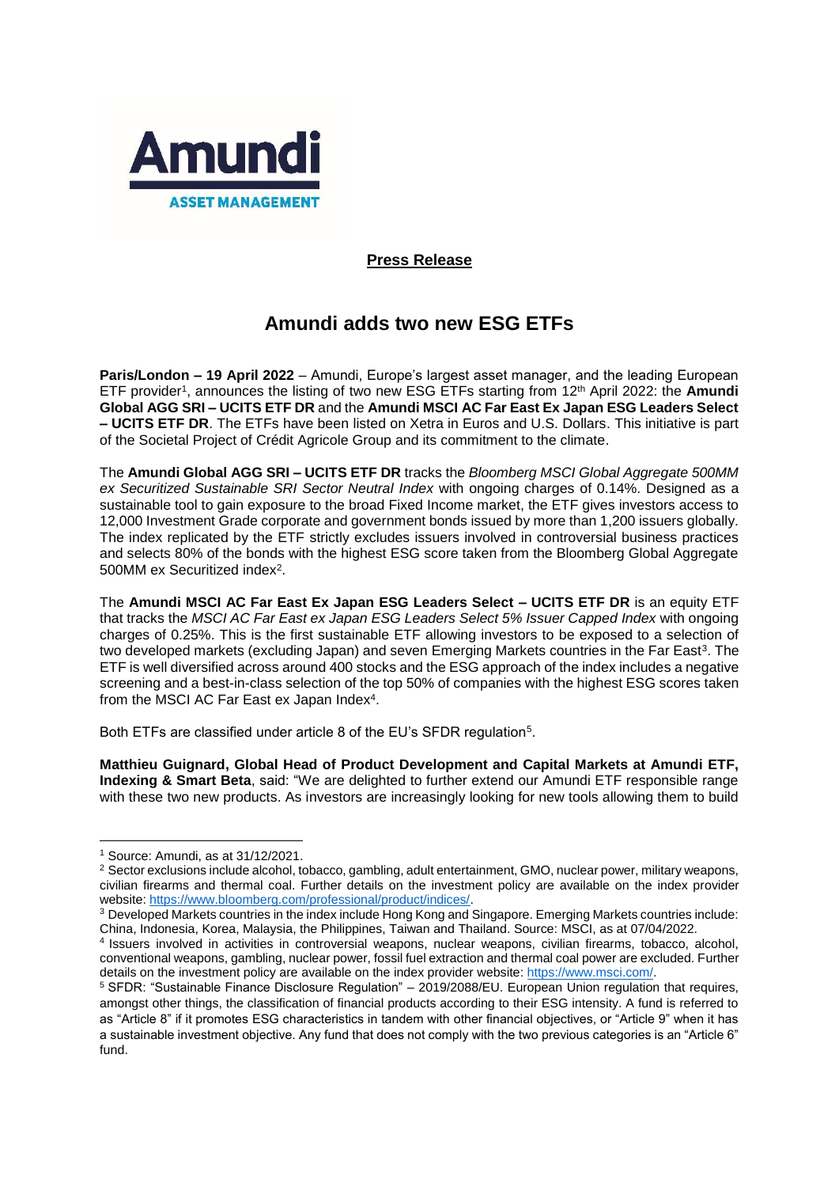**Press Release**

# Amundi adds two new ESG ETFs

**Paris/London – 19 April 2022** – Amundi, Europe's largest asset manager, and the leading European ETF provider[1], announces the listing of two new ESG ETFs starting from 12th April 2022: the **Amundi Global AGG SRI – UCITS ETF DR** and the **Amundi MSCI AC Far East Ex Japan ESG Leaders Select – UCITS ETF DR**. The ETFs have been listed on Xetra in Euros and U.S. Dollars. This initiative is part of the Societal Project of Crédit Agricole Group and its commitment to the climate.

The **Amundi Global AGG SRI – UCITS ETF DR** tracks the *Bloomberg MSCI Global Aggregate 500MM ex Securitized Sustainable SRI Sector Neutral Index* with ongoing charges of 0.14%. Designed as a sustainable tool to gain exposure to the broad Fixed Income market, the ETF gives investors access to 12,000 Investment Grade corporate and government bonds issued by more than 1,200 issuers globally. The index replicated by the ETF strictly excludes issuers involved in controversial business practices and selects 80% of the bonds with the highest ESG score taken from the Bloomberg Global Aggregate 500MM ex Securitized index[2].

The **Amundi MSCI AC Far East Ex Japan ESG Leaders Select – UCITS ETF DR** is an equity ETF that tracks the *MSCI AC Far East ex Japan ESG Leaders Select 5% Issuer Capped Index* with ongoing charges of 0.25%. This is the first sustainable ETF allowing investors to be exposed to a selection of two developed markets (excluding Japan) and seven Emerging Markets countries in the Far East[3]. The ETF is well diversified across around 400 stocks and the ESG approach of the index includes a negative screening and a best-in-class selection of the top 50% of companies with the highest ESG scores taken from the MSCI AC Far East ex Japan Index[4].

Both ETFs are classified under article 8 of the EU's SFDR regulation[5].

**Matthieu Guignard, Global Head of Product Development and Capital Markets at Amundi ETF, Indexing & Smart Beta**, said: "We are delighted to further extend our Amundi ETF responsible range with these two new products. As investors are increasingly looking for new tools allowing them to build

---

[1] Source: Amundi, as at 31/12/2021.

[2] Sector exclusions include alcohol, tobacco, gambling, adult entertainment, GMO, nuclear power, military weapons, civilian firearms and thermal coal. Further details on the investment policy are available on the index provider website: https://www.bloomberg.com/professional/product/indices/.

[3] Developed Markets countries in the index include Hong Kong and Singapore. Emerging Markets countries include: China, Indonesia, Korea, Malaysia, the Philippines, Taiwan and Thailand. Source: MSCI, as at 07/04/2022.

[4] Issuers involved in activities in controversial weapons, nuclear weapons, civilian firearms, tobacco, alcohol, conventional weapons, gambling, nuclear power, fossil fuel extraction and thermal coal power are excluded. Further details on the investment policy are available on the index provider website: https://www.msci.com/.

[5] SFDR: "Sustainable Finance Disclosure Regulation" – 2019/2088/EU. European Union regulation that requires, amongst other things, the classification of financial products according to their ESG intensity. A fund is referred to as "Article 8" if it promotes ESG characteristics in tandem with other financial objectives, or "Article 9" when it has a sustainable investment objective. Any fund that does not comply with the two previous categories is an "Article 6" fund.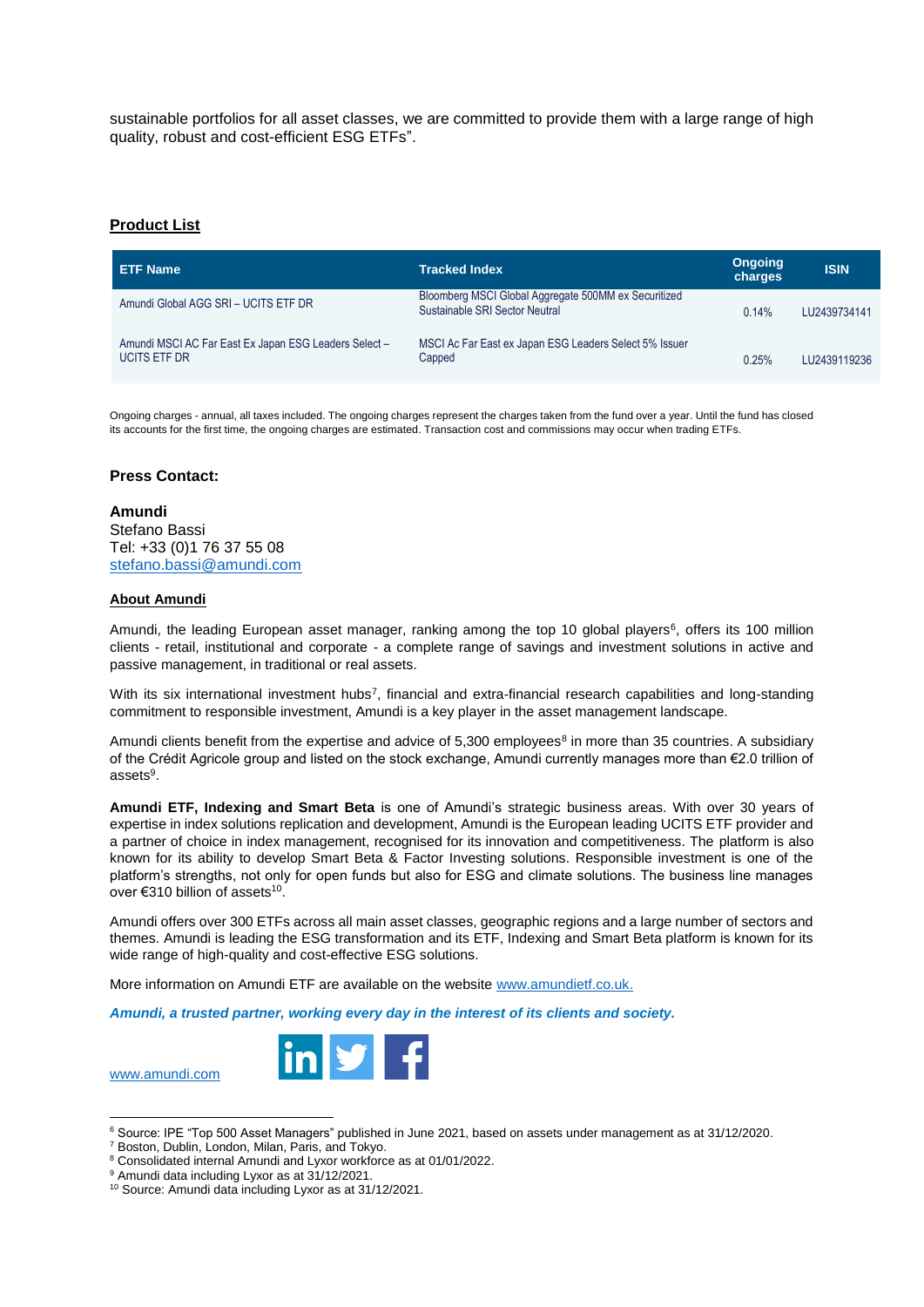sustainable portfolios for all asset classes, we are committed to provide them with a large range of high quality, robust and cost-efficient ESG ETFs".

## Product List

| ETF Name | Tracked Index | Ongoing charges | ISIN |
|---|---|---|---|
| Amundi Global AGG SRI – UCITS ETF DR | Bloomberg MSCI Global Aggregate 500MM ex Securitized Sustainable SRI Sector Neutral | 0.14% | LU2439734141 |
| Amundi MSCI AC Far East Ex Japan ESG Leaders Select – UCITS ETF DR | MSCI Ac Far East ex Japan ESG Leaders Select 5% Issuer Capped | 0.25% | LU2439119236 |

Ongoing charges - annual, all taxes included. The ongoing charges represent the charges taken from the fund over a year. Until the fund has closed its accounts for the first time, the ongoing charges are estimated. Transaction cost and commissions may occur when trading ETFs.

### Press Contact:

**Amundi**
Stefano Bassi
Tel: +33 (0)1 76 37 55 08
stefano.bassi@amundi.com

## About Amundi

Amundi, the leading European asset manager, ranking among the top 10 global players[6], offers its 100 million clients - retail, institutional and corporate - a complete range of savings and investment solutions in active and passive management, in traditional or real assets.

With its six international investment hubs[7], financial and extra-financial research capabilities and long-standing commitment to responsible investment, Amundi is a key player in the asset management landscape.

Amundi clients benefit from the expertise and advice of 5,300 employees[8] in more than 35 countries. A subsidiary of the Crédit Agricole group and listed on the stock exchange, Amundi currently manages more than €2.0 trillion of assets[9].

**Amundi ETF, Indexing and Smart Beta** is one of Amundi's strategic business areas. With over 30 years of expertise in index solutions replication and development, Amundi is the European leading UCITS ETF provider and a partner of choice in index management, recognised for its innovation and competitiveness. The platform is also known for its ability to develop Smart Beta & Factor Investing solutions. Responsible investment is one of the platform's strengths, not only for open funds but also for ESG and climate solutions. The business line manages over €310 billion of assets[10].

Amundi offers over 300 ETFs across all main asset classes, geographic regions and a large number of sectors and themes. Amundi is leading the ESG transformation and its ETF, Indexing and Smart Beta platform is known for its wide range of high-quality and cost-effective ESG solutions.

More information on Amundi ETF are available on the website www.amundietf.co.uk.

***Amundi, a trusted partner, working every day in the interest of its clients and society.***

www.amundi.com

[6] Source: IPE "Top 500 Asset Managers" published in June 2021, based on assets under management as at 31/12/2020.
[7] Boston, Dublin, London, Milan, Paris, and Tokyo.
[8] Consolidated internal Amundi and Lyxor workforce as at 01/01/2022.
[9] Amundi data including Lyxor as at 31/12/2021.
[10] Source: Amundi data including Lyxor as at 31/12/2021.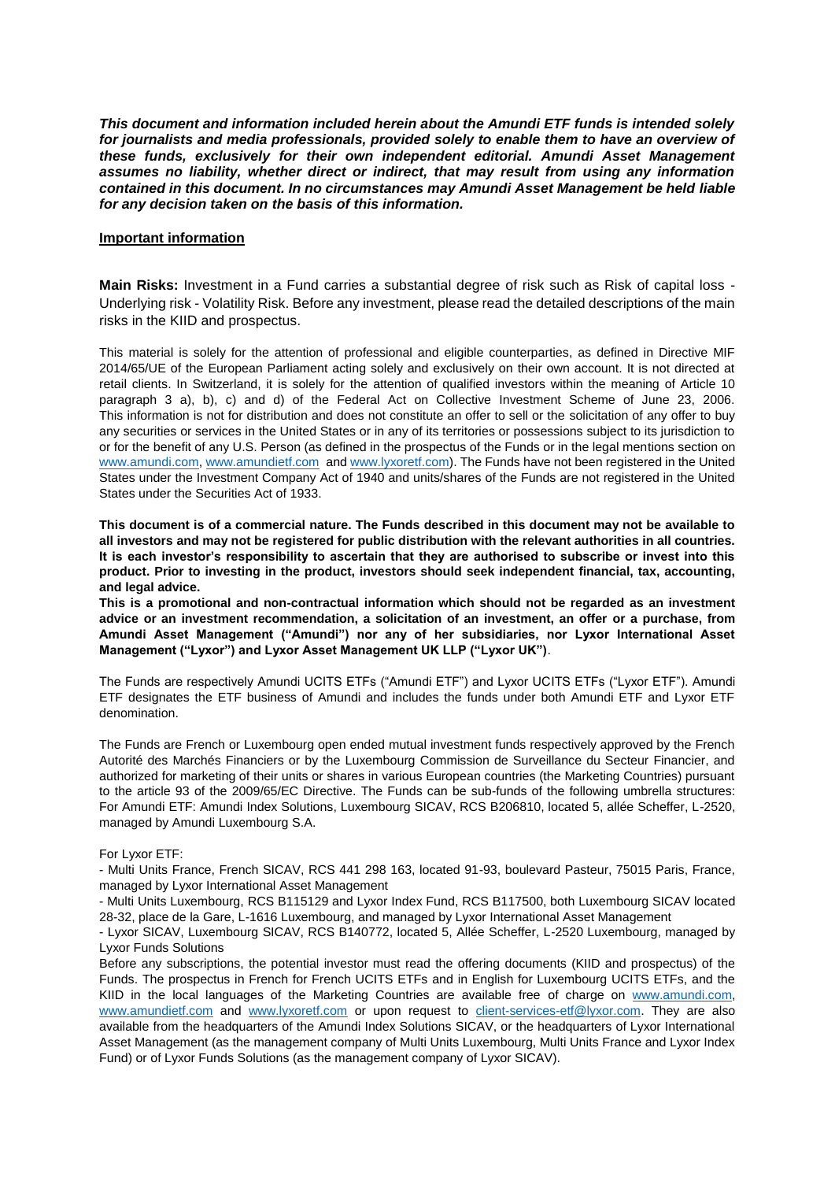***This document and information included herein about the Amundi ETF funds is intended solely for journalists and media professionals, provided solely to enable them to have an overview of these funds, exclusively for their own independent editorial. Amundi Asset Management assumes no liability, whether direct or indirect, that may result from using any information contained in this document. In no circumstances may Amundi Asset Management be held liable for any decision taken on the basis of this information.***

**Important information**

**Main Risks:** Investment in a Fund carries a substantial degree of risk such as Risk of capital loss - Underlying risk - Volatility Risk. Before any investment, please read the detailed descriptions of the main risks in the KIID and prospectus.

This material is solely for the attention of professional and eligible counterparties, as defined in Directive MIF 2014/65/UE of the European Parliament acting solely and exclusively on their own account. It is not directed at retail clients. In Switzerland, it is solely for the attention of qualified investors within the meaning of Article 10 paragraph 3 a), b), c) and d) of the Federal Act on Collective Investment Scheme of June 23, 2006. This information is not for distribution and does not constitute an offer to sell or the solicitation of any offer to buy any securities or services in the United States or in any of its territories or possessions subject to its jurisdiction to or for the benefit of any U.S. Person (as defined in the prospectus of the Funds or in the legal mentions section on www.amundi.com, www.amundietf.com and www.lyxoretf.com). The Funds have not been registered in the United States under the Investment Company Act of 1940 and units/shares of the Funds are not registered in the United States under the Securities Act of 1933.

**This document is of a commercial nature. The Funds described in this document may not be available to all investors and may not be registered for public distribution with the relevant authorities in all countries. It is each investor's responsibility to ascertain that they are authorised to subscribe or invest into this product. Prior to investing in the product, investors should seek independent financial, tax, accounting, and legal advice.**

**This is a promotional and non-contractual information which should not be regarded as an investment advice or an investment recommendation, a solicitation of an investment, an offer or a purchase, from Amundi Asset Management ("Amundi") nor any of her subsidiaries, nor Lyxor International Asset Management ("Lyxor") and Lyxor Asset Management UK LLP ("Lyxor UK")**.

The Funds are respectively Amundi UCITS ETFs ("Amundi ETF") and Lyxor UCITS ETFs ("Lyxor ETF"). Amundi ETF designates the ETF business of Amundi and includes the funds under both Amundi ETF and Lyxor ETF denomination.

The Funds are French or Luxembourg open ended mutual investment funds respectively approved by the French Autorité des Marchés Financiers or by the Luxembourg Commission de Surveillance du Secteur Financier, and authorized for marketing of their units or shares in various European countries (the Marketing Countries) pursuant to the article 93 of the 2009/65/EC Directive. The Funds can be sub-funds of the following umbrella structures: For Amundi ETF: Amundi Index Solutions, Luxembourg SICAV, RCS B206810, located 5, allée Scheffer, L-2520, managed by Amundi Luxembourg S.A.

For Lyxor ETF:

- Multi Units France, French SICAV, RCS 441 298 163, located 91-93, boulevard Pasteur, 75015 Paris, France, managed by Lyxor International Asset Management
- Multi Units Luxembourg, RCS B115129 and Lyxor Index Fund, RCS B117500, both Luxembourg SICAV located 28-32, place de la Gare, L-1616 Luxembourg, and managed by Lyxor International Asset Management
- Lyxor SICAV, Luxembourg SICAV, RCS B140772, located 5, Allée Scheffer, L-2520 Luxembourg, managed by Lyxor Funds Solutions

Before any subscriptions, the potential investor must read the offering documents (KIID and prospectus) of the Funds. The prospectus in French for French UCITS ETFs and in English for Luxembourg UCITS ETFs, and the KIID in the local languages of the Marketing Countries are available free of charge on www.amundi.com, www.amundietf.com and www.lyxoretf.com or upon request to client-services-etf@lyxor.com. They are also available from the headquarters of the Amundi Index Solutions SICAV, or the headquarters of Lyxor International Asset Management (as the management company of Multi Units Luxembourg, Multi Units France and Lyxor Index Fund) or of Lyxor Funds Solutions (as the management company of Lyxor SICAV).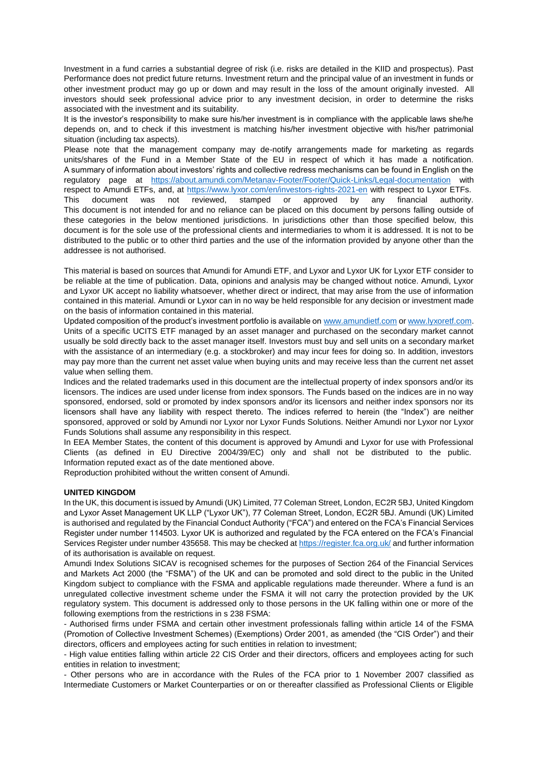Investment in a fund carries a substantial degree of risk (i.e. risks are detailed in the KIID and prospectus). Past Performance does not predict future returns. Investment return and the principal value of an investment in funds or other investment product may go up or down and may result in the loss of the amount originally invested. All investors should seek professional advice prior to any investment decision, in order to determine the risks associated with the investment and its suitability.

It is the investor's responsibility to make sure his/her investment is in compliance with the applicable laws she/he depends on, and to check if this investment is matching his/her investment objective with his/her patrimonial situation (including tax aspects).

Please note that the management company may de-notify arrangements made for marketing as regards units/shares of the Fund in a Member State of the EU in respect of which it has made a notification. A summary of information about investors' rights and collective redress mechanisms can be found in English on the regulatory page at https://about.amundi.com/Metanav-Footer/Footer/Quick-Links/Legal-documentation with respect to Amundi ETFs, and, at https://www.lyxor.com/en/investors-rights-2021-en with respect to Lyxor ETFs. This document was not reviewed, stamped or approved by any financial authority. This document is not intended for and no reliance can be placed on this document by persons falling outside of these categories in the below mentioned jurisdictions. In jurisdictions other than those specified below, this document is for the sole use of the professional clients and intermediaries to whom it is addressed. It is not to be distributed to the public or to other third parties and the use of the information provided by anyone other than the addressee is not authorised.

This material is based on sources that Amundi for Amundi ETF, and Lyxor and Lyxor UK for Lyxor ETF consider to be reliable at the time of publication. Data, opinions and analysis may be changed without notice. Amundi, Lyxor and Lyxor UK accept no liability whatsoever, whether direct or indirect, that may arise from the use of information contained in this material. Amundi or Lyxor can in no way be held responsible for any decision or investment made on the basis of information contained in this material.

Updated composition of the product's investment portfolio is available on www.amundietf.com or www.lyxoretf.com. Units of a specific UCITS ETF managed by an asset manager and purchased on the secondary market cannot usually be sold directly back to the asset manager itself. Investors must buy and sell units on a secondary market with the assistance of an intermediary (e.g. a stockbroker) and may incur fees for doing so. In addition, investors may pay more than the current net asset value when buying units and may receive less than the current net asset value when selling them.

Indices and the related trademarks used in this document are the intellectual property of index sponsors and/or its licensors. The indices are used under license from index sponsors. The Funds based on the indices are in no way sponsored, endorsed, sold or promoted by index sponsors and/or its licensors and neither index sponsors nor its licensors shall have any liability with respect thereto. The indices referred to herein (the "Index") are neither sponsored, approved or sold by Amundi nor Lyxor nor Lyxor Funds Solutions. Neither Amundi nor Lyxor nor Lyxor Funds Solutions shall assume any responsibility in this respect.

In EEA Member States, the content of this document is approved by Amundi and Lyxor for use with Professional Clients (as defined in EU Directive 2004/39/EC) only and shall not be distributed to the public. Information reputed exact as of the date mentioned above.

Reproduction prohibited without the written consent of Amundi.

**UNITED KINGDOM**

In the UK, this document is issued by Amundi (UK) Limited, 77 Coleman Street, London, EC2R 5BJ, United Kingdom and Lyxor Asset Management UK LLP ("Lyxor UK"), 77 Coleman Street, London, EC2R 5BJ. Amundi (UK) Limited is authorised and regulated by the Financial Conduct Authority ("FCA") and entered on the FCA's Financial Services Register under number 114503. Lyxor UK is authorized and regulated by the FCA entered on the FCA's Financial Services Register under number 435658. This may be checked at https://register.fca.org.uk/ and further information of its authorisation is available on request.

Amundi Index Solutions SICAV is recognised schemes for the purposes of Section 264 of the Financial Services and Markets Act 2000 (the "FSMA") of the UK and can be promoted and sold direct to the public in the United Kingdom subject to compliance with the FSMA and applicable regulations made thereunder. Where a fund is an unregulated collective investment scheme under the FSMA it will not carry the protection provided by the UK regulatory system. This document is addressed only to those persons in the UK falling within one or more of the following exemptions from the restrictions in s 238 FSMA:

- Authorised firms under FSMA and certain other investment professionals falling within article 14 of the FSMA (Promotion of Collective Investment Schemes) (Exemptions) Order 2001, as amended (the "CIS Order") and their directors, officers and employees acting for such entities in relation to investment;
- High value entities falling within article 22 CIS Order and their directors, officers and employees acting for such entities in relation to investment;
- Other persons who are in accordance with the Rules of the FCA prior to 1 November 2007 classified as Intermediate Customers or Market Counterparties or on or thereafter classified as Professional Clients or Eligible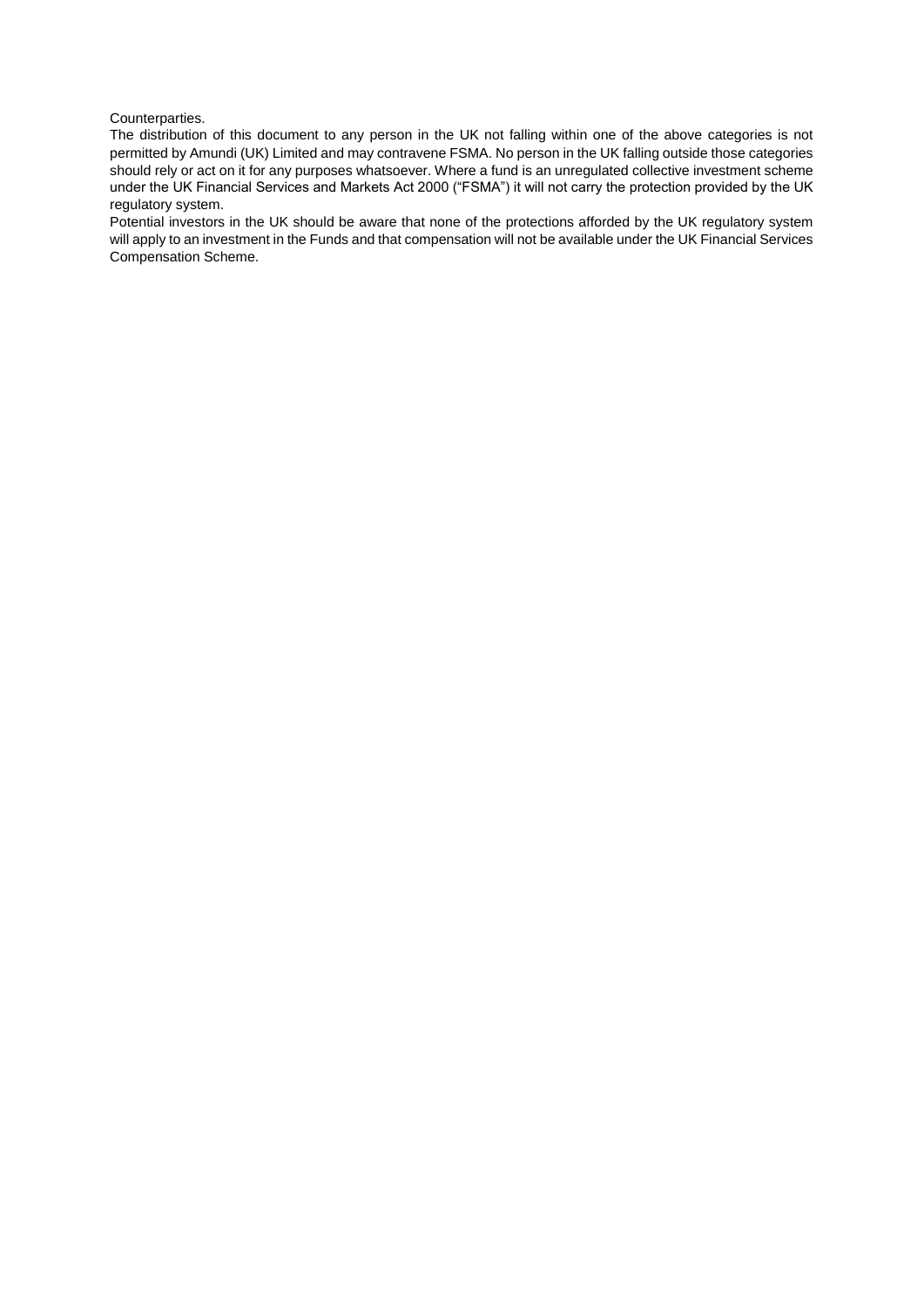Counterparties.

The distribution of this document to any person in the UK not falling within one of the above categories is not permitted by Amundi (UK) Limited and may contravene FSMA. No person in the UK falling outside those categories should rely or act on it for any purposes whatsoever. Where a fund is an unregulated collective investment scheme under the UK Financial Services and Markets Act 2000 ("FSMA") it will not carry the protection provided by the UK regulatory system.

Potential investors in the UK should be aware that none of the protections afforded by the UK regulatory system will apply to an investment in the Funds and that compensation will not be available under the UK Financial Services Compensation Scheme.